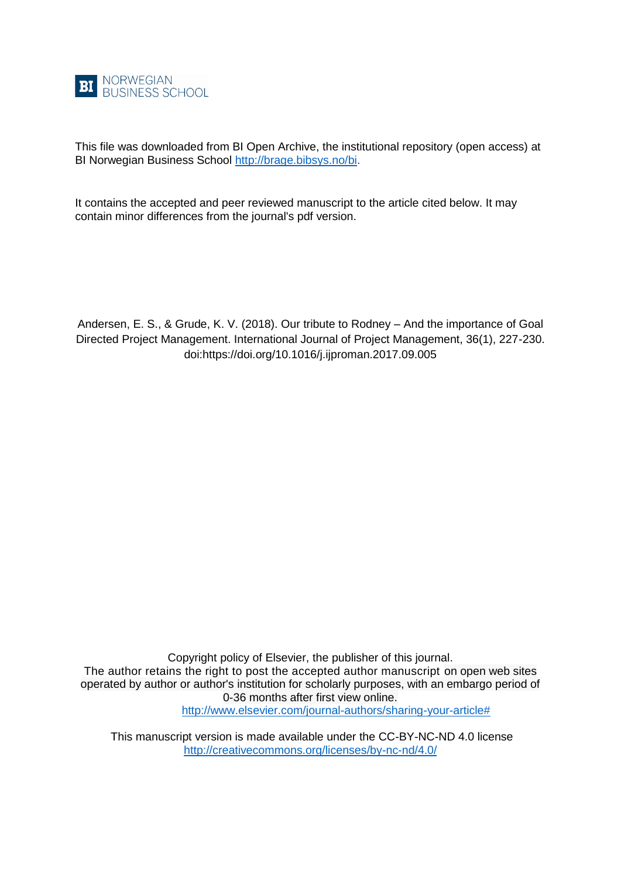BI NORWEGIAN BUSINESS SCHOOL

This file was downloaded from BI Open Archive, the institutional repository (open access) at BI Norwegian Business School http://brage.bibsys.no/bi.

It contains the accepted and peer reviewed manuscript to the article cited below. It may contain minor differences from the journal's pdf version.

Andersen, E. S., & Grude, K. V. (2018). Our tribute to Rodney – And the importance of Goal Directed Project Management. International Journal of Project Management, 36(1), 227-230. doi:https://doi.org/10.1016/j.ijproman.2017.09.005

Copyright policy of Elsevier, the publisher of this journal.
The author retains the right to post the accepted author manuscript on open web sites operated by author or author's institution for scholarly purposes, with an embargo period of 0-36 months after first view online.
http://www.elsevier.com/journal-authors/sharing-your-article#

This manuscript version is made available under the CC-BY-NC-ND 4.0 license
http://creativecommons.org/licenses/by-nc-nd/4.0/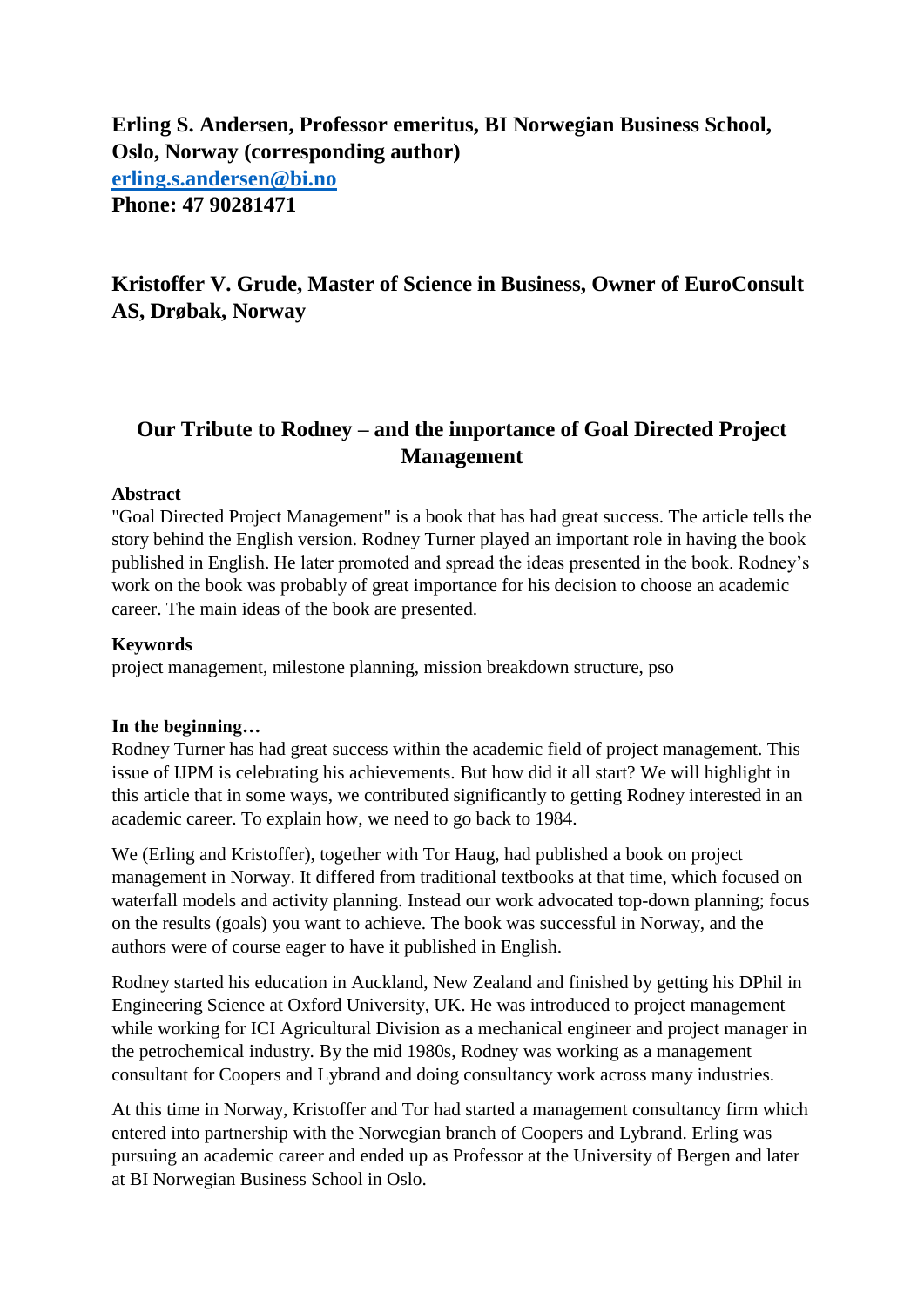**Erling S. Andersen, Professor emeritus, BI Norwegian Business School, Oslo, Norway (corresponding author)**
**[erling.s.andersen@bi.no](mailto:erling.s.andersen@bi.no)**
**Phone: 47 90281471**

**Kristoffer V. Grude, Master of Science in Business, Owner of EuroConsult AS, Drøbak, Norway**

# Our Tribute to Rodney – and the importance of Goal Directed Project Management

### Abstract

"Goal Directed Project Management" is a book that has had great success. The article tells the story behind the English version. Rodney Turner played an important role in having the book published in English. He later promoted and spread the ideas presented in the book. Rodney's work on the book was probably of great importance for his decision to choose an academic career. The main ideas of the book are presented.

### Keywords

project management, milestone planning, mission breakdown structure, pso

### In the beginning…

Rodney Turner has had great success within the academic field of project management. This issue of IJPM is celebrating his achievements. But how did it all start? We will highlight in this article that in some ways, we contributed significantly to getting Rodney interested in an academic career. To explain how, we need to go back to 1984.

We (Erling and Kristoffer), together with Tor Haug, had published a book on project management in Norway. It differed from traditional textbooks at that time, which focused on waterfall models and activity planning. Instead our work advocated top-down planning; focus on the results (goals) you want to achieve. The book was successful in Norway, and the authors were of course eager to have it published in English.

Rodney started his education in Auckland, New Zealand and finished by getting his DPhil in Engineering Science at Oxford University, UK. He was introduced to project management while working for ICI Agricultural Division as a mechanical engineer and project manager in the petrochemical industry. By the mid 1980s, Rodney was working as a management consultant for Coopers and Lybrand and doing consultancy work across many industries.

At this time in Norway, Kristoffer and Tor had started a management consultancy firm which entered into partnership with the Norwegian branch of Coopers and Lybrand. Erling was pursuing an academic career and ended up as Professor at the University of Bergen and later at BI Norwegian Business School in Oslo.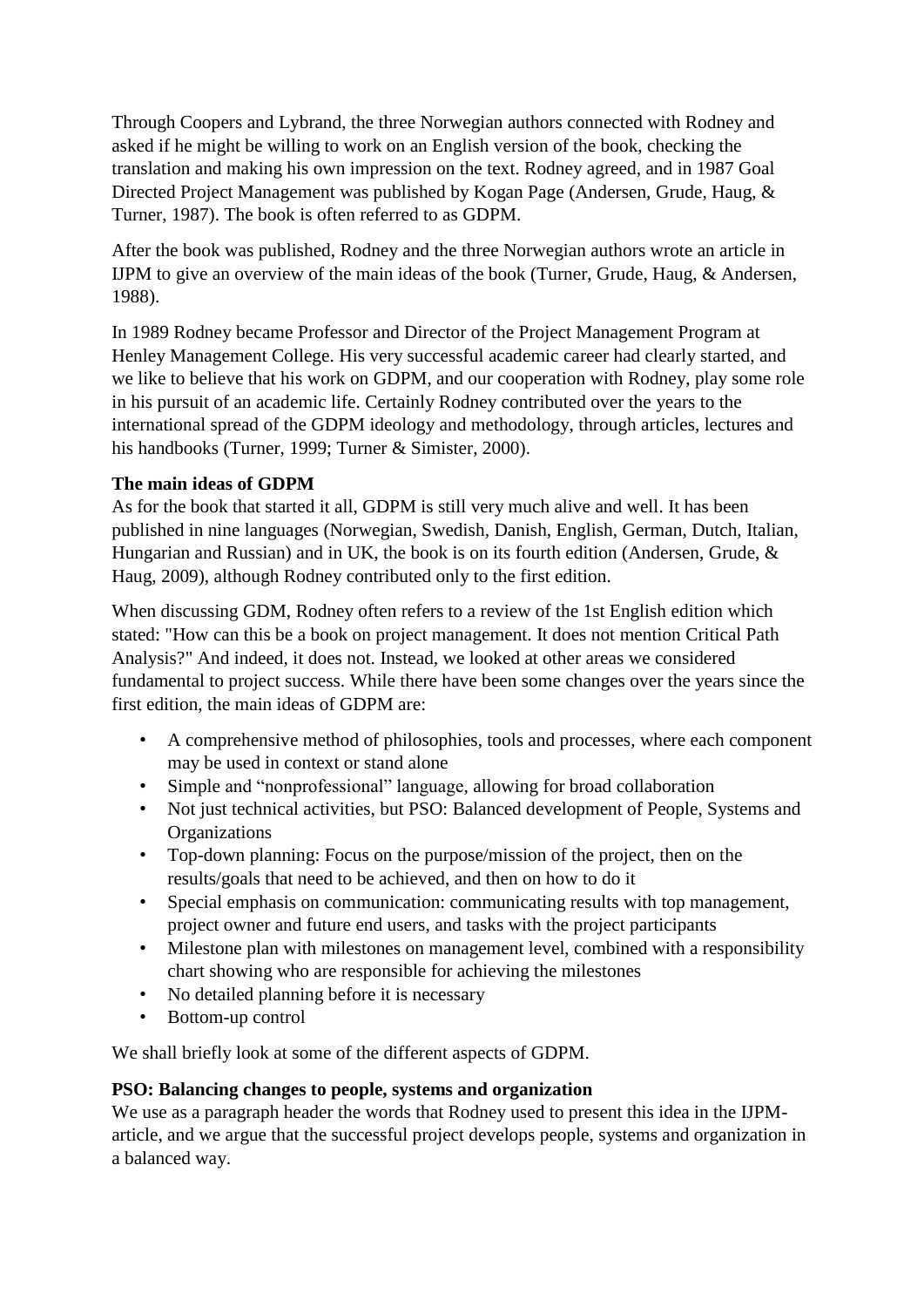Through Coopers and Lybrand, the three Norwegian authors connected with Rodney and asked if he might be willing to work on an English version of the book, checking the translation and making his own impression on the text. Rodney agreed, and in 1987 Goal Directed Project Management was published by Kogan Page (Andersen, Grude, Haug, & Turner, 1987). The book is often referred to as GDPM.

After the book was published, Rodney and the three Norwegian authors wrote an article in IJPM to give an overview of the main ideas of the book (Turner, Grude, Haug, & Andersen, 1988).

In 1989 Rodney became Professor and Director of the Project Management Program at Henley Management College. His very successful academic career had clearly started, and we like to believe that his work on GDPM, and our cooperation with Rodney, play some role in his pursuit of an academic life. Certainly Rodney contributed over the years to the international spread of the GDPM ideology and methodology, through articles, lectures and his handbooks (Turner, 1999; Turner & Simister, 2000).

**The main ideas of GDPM**

As for the book that started it all, GDPM is still very much alive and well. It has been published in nine languages (Norwegian, Swedish, Danish, English, German, Dutch, Italian, Hungarian and Russian) and in UK, the book is on its fourth edition (Andersen, Grude, & Haug, 2009), although Rodney contributed only to the first edition.

When discussing GDM, Rodney often refers to a review of the 1st English edition which stated: "How can this be a book on project management. It does not mention Critical Path Analysis?" And indeed, it does not. Instead, we looked at other areas we considered fundamental to project success. While there have been some changes over the years since the first edition, the main ideas of GDPM are:

- A comprehensive method of philosophies, tools and processes, where each component may be used in context or stand alone
- Simple and "nonprofessional" language, allowing for broad collaboration
- Not just technical activities, but PSO: Balanced development of People, Systems and Organizations
- Top-down planning: Focus on the purpose/mission of the project, then on the results/goals that need to be achieved, and then on how to do it
- Special emphasis on communication: communicating results with top management, project owner and future end users, and tasks with the project participants
- Milestone plan with milestones on management level, combined with a responsibility chart showing who are responsible for achieving the milestones
- No detailed planning before it is necessary
- Bottom-up control

We shall briefly look at some of the different aspects of GDPM.

**PSO: Balancing changes to people, systems and organization**

We use as a paragraph header the words that Rodney used to present this idea in the IJPM-article, and we argue that the successful project develops people, systems and organization in a balanced way.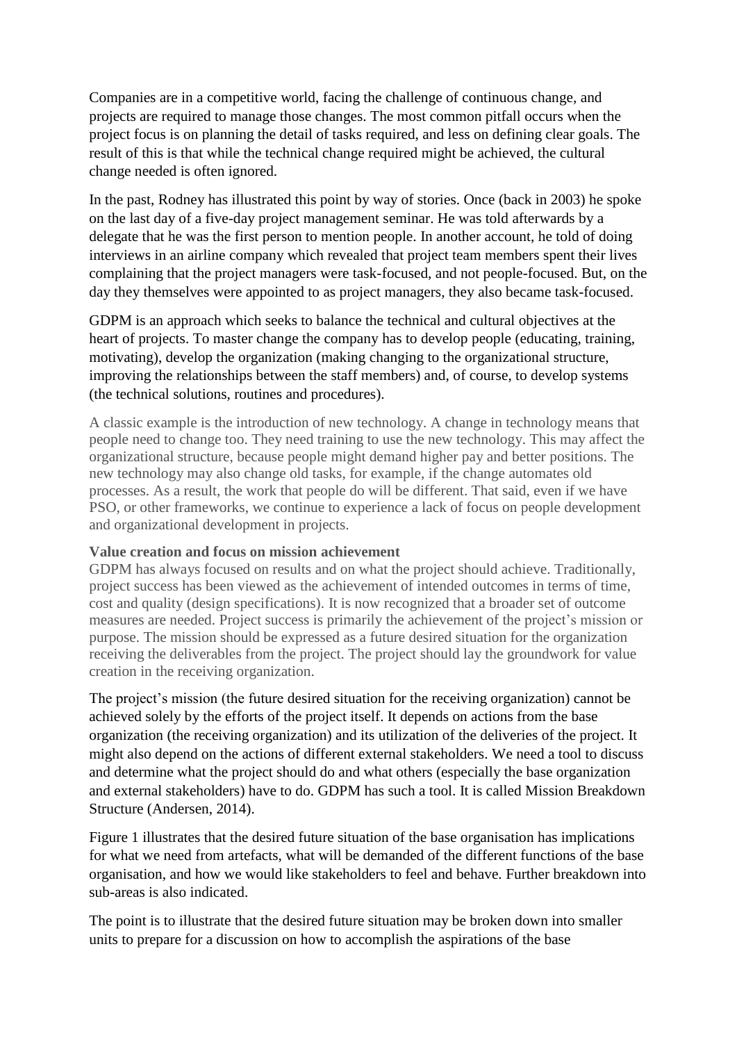Companies are in a competitive world, facing the challenge of continuous change, and projects are required to manage those changes. The most common pitfall occurs when the project focus is on planning the detail of tasks required, and less on defining clear goals. The result of this is that while the technical change required might be achieved, the cultural change needed is often ignored.

In the past, Rodney has illustrated this point by way of stories. Once (back in 2003) he spoke on the last day of a five-day project management seminar. He was told afterwards by a delegate that he was the first person to mention people. In another account, he told of doing interviews in an airline company which revealed that project team members spent their lives complaining that the project managers were task-focused, and not people-focused. But, on the day they themselves were appointed to as project managers, they also became task-focused.

GDPM is an approach which seeks to balance the technical and cultural objectives at the heart of projects. To master change the company has to develop people (educating, training, motivating), develop the organization (making changing to the organizational structure, improving the relationships between the staff members) and, of course, to develop systems (the technical solutions, routines and procedures).

A classic example is the introduction of new technology. A change in technology means that people need to change too. They need training to use the new technology. This may affect the organizational structure, because people might demand higher pay and better positions. The new technology may also change old tasks, for example, if the change automates old processes. As a result, the work that people do will be different. That said, even if we have PSO, or other frameworks, we continue to experience a lack of focus on people development and organizational development in projects.

**Value creation and focus on mission achievement**

GDPM has always focused on results and on what the project should achieve. Traditionally, project success has been viewed as the achievement of intended outcomes in terms of time, cost and quality (design specifications). It is now recognized that a broader set of outcome measures are needed. Project success is primarily the achievement of the project's mission or purpose. The mission should be expressed as a future desired situation for the organization receiving the deliverables from the project. The project should lay the groundwork for value creation in the receiving organization.

The project's mission (the future desired situation for the receiving organization) cannot be achieved solely by the efforts of the project itself. It depends on actions from the base organization (the receiving organization) and its utilization of the deliveries of the project. It might also depend on the actions of different external stakeholders. We need a tool to discuss and determine what the project should do and what others (especially the base organization and external stakeholders) have to do. GDPM has such a tool. It is called Mission Breakdown Structure (Andersen, 2014).

Figure 1 illustrates that the desired future situation of the base organisation has implications for what we need from artefacts, what will be demanded of the different functions of the base organisation, and how we would like stakeholders to feel and behave. Further breakdown into sub-areas is also indicated.

The point is to illustrate that the desired future situation may be broken down into smaller units to prepare for a discussion on how to accomplish the aspirations of the base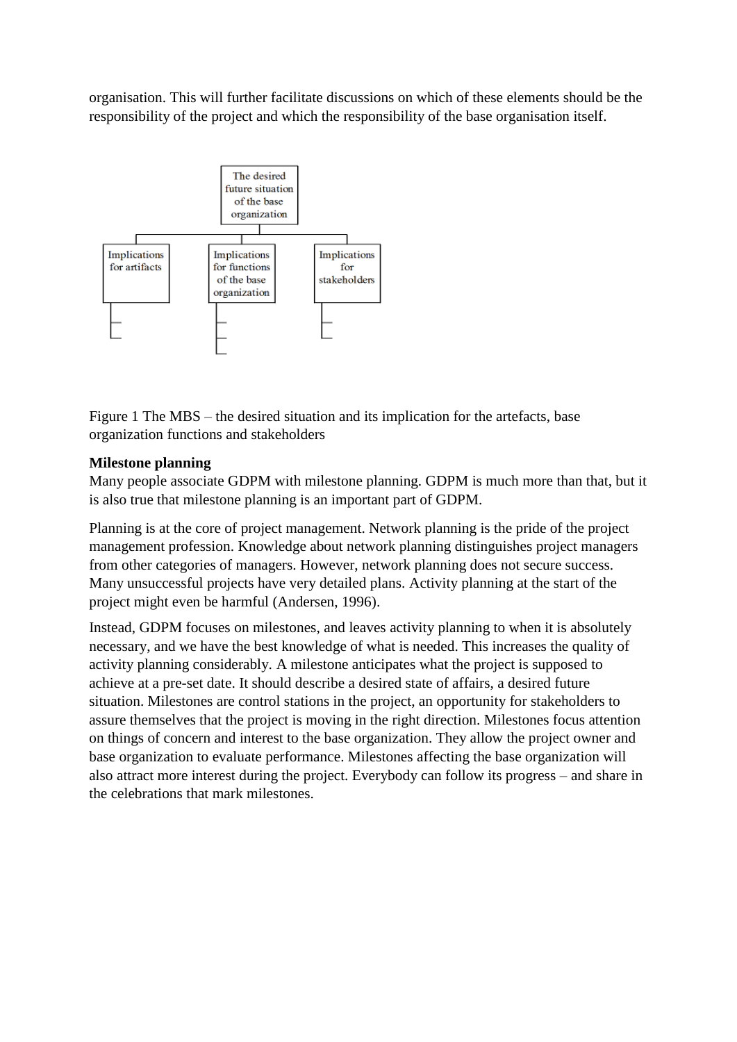organisation. This will further facilitate discussions on which of these elements should be the responsibility of the project and which the responsibility of the base organisation itself.

Figure 1 The MBS – the desired situation and its implication for the artefacts, base organization functions and stakeholders

**Milestone planning**

Many people associate GDPM with milestone planning. GDPM is much more than that, but it is also true that milestone planning is an important part of GDPM.

Planning is at the core of project management. Network planning is the pride of the project management profession. Knowledge about network planning distinguishes project managers from other categories of managers. However, network planning does not secure success. Many unsuccessful projects have very detailed plans. Activity planning at the start of the project might even be harmful (Andersen, 1996).

Instead, GDPM focuses on milestones, and leaves activity planning to when it is absolutely necessary, and we have the best knowledge of what is needed. This increases the quality of activity planning considerably. A milestone anticipates what the project is supposed to achieve at a pre-set date. It should describe a desired state of affairs, a desired future situation. Milestones are control stations in the project, an opportunity for stakeholders to assure themselves that the project is moving in the right direction. Milestones focus attention on things of concern and interest to the base organization. They allow the project owner and base organization to evaluate performance. Milestones affecting the base organization will also attract more interest during the project. Everybody can follow its progress – and share in the celebrations that mark milestones.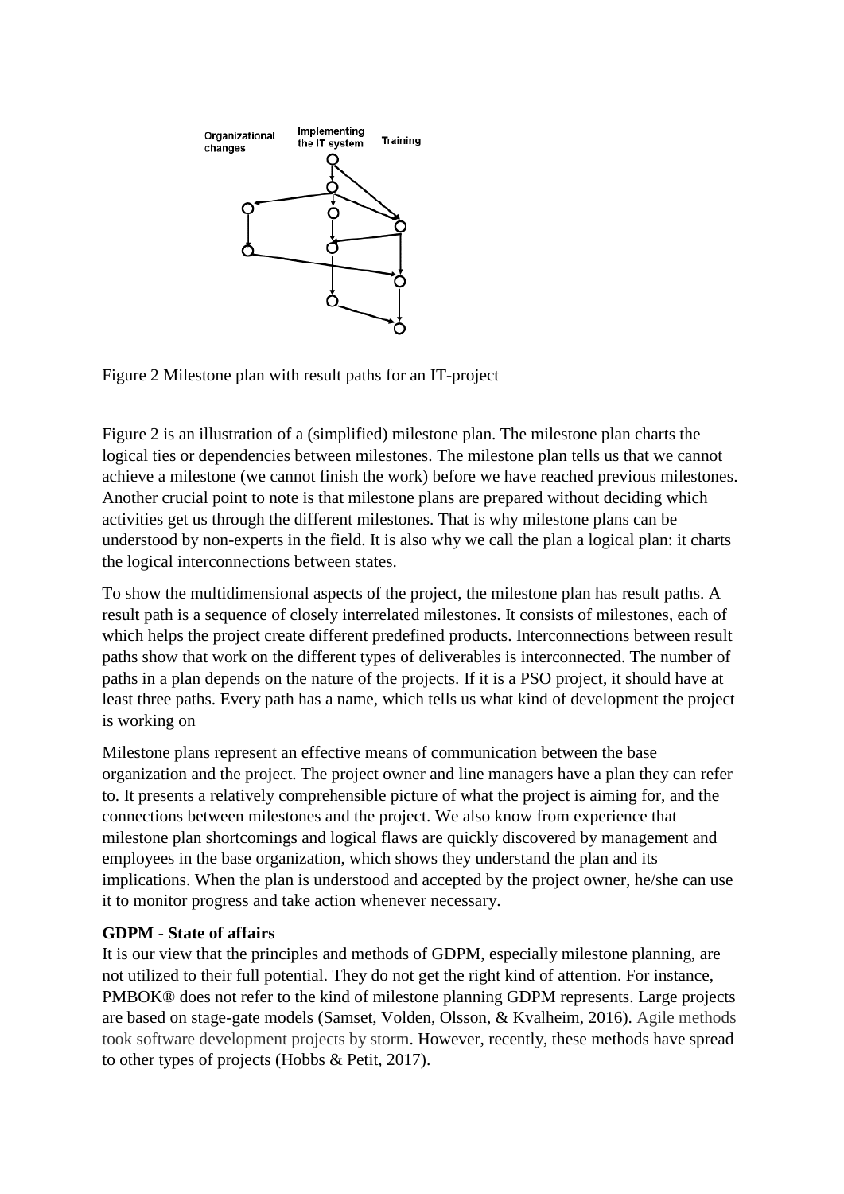Organizational changes

Implementing the IT system

Training

Figure 2 Milestone plan with result paths for an IT-project

Figure 2 is an illustration of a (simplified) milestone plan. The milestone plan charts the logical ties or dependencies between milestones. The milestone plan tells us that we cannot achieve a milestone (we cannot finish the work) before we have reached previous milestones. Another crucial point to note is that milestone plans are prepared without deciding which activities get us through the different milestones. That is why milestone plans can be understood by non-experts in the field. It is also why we call the plan a logical plan: it charts the logical interconnections between states.

To show the multidimensional aspects of the project, the milestone plan has result paths. A result path is a sequence of closely interrelated milestones. It consists of milestones, each of which helps the project create different predefined products. Interconnections between result paths show that work on the different types of deliverables is interconnected. The number of paths in a plan depends on the nature of the projects. If it is a PSO project, it should have at least three paths. Every path has a name, which tells us what kind of development the project is working on

Milestone plans represent an effective means of communication between the base organization and the project. The project owner and line managers have a plan they can refer to. It presents a relatively comprehensible picture of what the project is aiming for, and the connections between milestones and the project. We also know from experience that milestone plan shortcomings and logical flaws are quickly discovered by management and employees in the base organization, which shows they understand the plan and its implications. When the plan is understood and accepted by the project owner, he/she can use it to monitor progress and take action whenever necessary.

**GDPM - State of affairs**

It is our view that the principles and methods of GDPM, especially milestone planning, are not utilized to their full potential. They do not get the right kind of attention. For instance, PMBOK® does not refer to the kind of milestone planning GDPM represents. Large projects are based on stage-gate models (Samset, Volden, Olsson, & Kvalheim, 2016). Agile methods took software development projects by storm. However, recently, these methods have spread to other types of projects (Hobbs & Petit, 2017).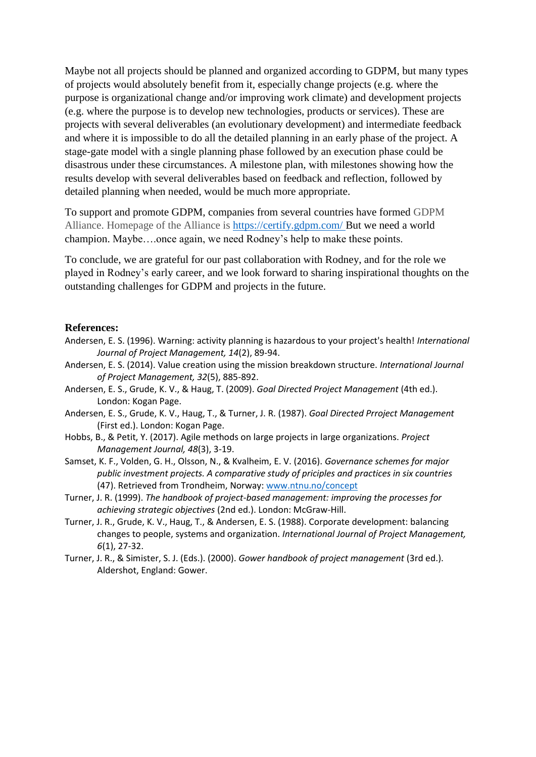Maybe not all projects should be planned and organized according to GDPM, but many types of projects would absolutely benefit from it, especially change projects (e.g. where the purpose is organizational change and/or improving work climate) and development projects (e.g. where the purpose is to develop new technologies, products or services). These are projects with several deliverables (an evolutionary development) and intermediate feedback and where it is impossible to do all the detailed planning in an early phase of the project. A stage-gate model with a single planning phase followed by an execution phase could be disastrous under these circumstances. A milestone plan, with milestones showing how the results develop with several deliverables based on feedback and reflection, followed by detailed planning when needed, would be much more appropriate.

To support and promote GDPM, companies from several countries have formed GDPM Alliance. Homepage of the Alliance is https://certify.gdpm.com/ But we need a world champion. Maybe….once again, we need Rodney's help to make these points.

To conclude, we are grateful for our past collaboration with Rodney, and for the role we played in Rodney's early career, and we look forward to sharing inspirational thoughts on the outstanding challenges for GDPM and projects in the future.

**References:**

Andersen, E. S. (1996). Warning: activity planning is hazardous to your project's health! *International Journal of Project Management, 14*(2), 89-94.

Andersen, E. S. (2014). Value creation using the mission breakdown structure. *International Journal of Project Management, 32*(5), 885-892.

Andersen, E. S., Grude, K. V., & Haug, T. (2009). *Goal Directed Project Management* (4th ed.). London: Kogan Page.

Andersen, E. S., Grude, K. V., Haug, T., & Turner, J. R. (1987). *Goal Directed Prroject Management* (First ed.). London: Kogan Page.

Hobbs, B., & Petit, Y. (2017). Agile methods on large projects in large organizations. *Project Management Journal, 48*(3), 3-19.

Samset, K. F., Volden, G. H., Olsson, N., & Kvalheim, E. V. (2016). *Governance schemes for major public investment projects. A comparative study of priciples and practices in six countries* (47). Retrieved from Trondheim, Norway: www.ntnu.no/concept

Turner, J. R. (1999). *The handbook of project-based management: improving the processes for achieving strategic objectives* (2nd ed.). London: McGraw-Hill.

Turner, J. R., Grude, K. V., Haug, T., & Andersen, E. S. (1988). Corporate development: balancing changes to people, systems and organization. *International Journal of Project Management, 6*(1), 27-32.

Turner, J. R., & Simister, S. J. (Eds.). (2000). *Gower handbook of project management* (3rd ed.). Aldershot, England: Gower.